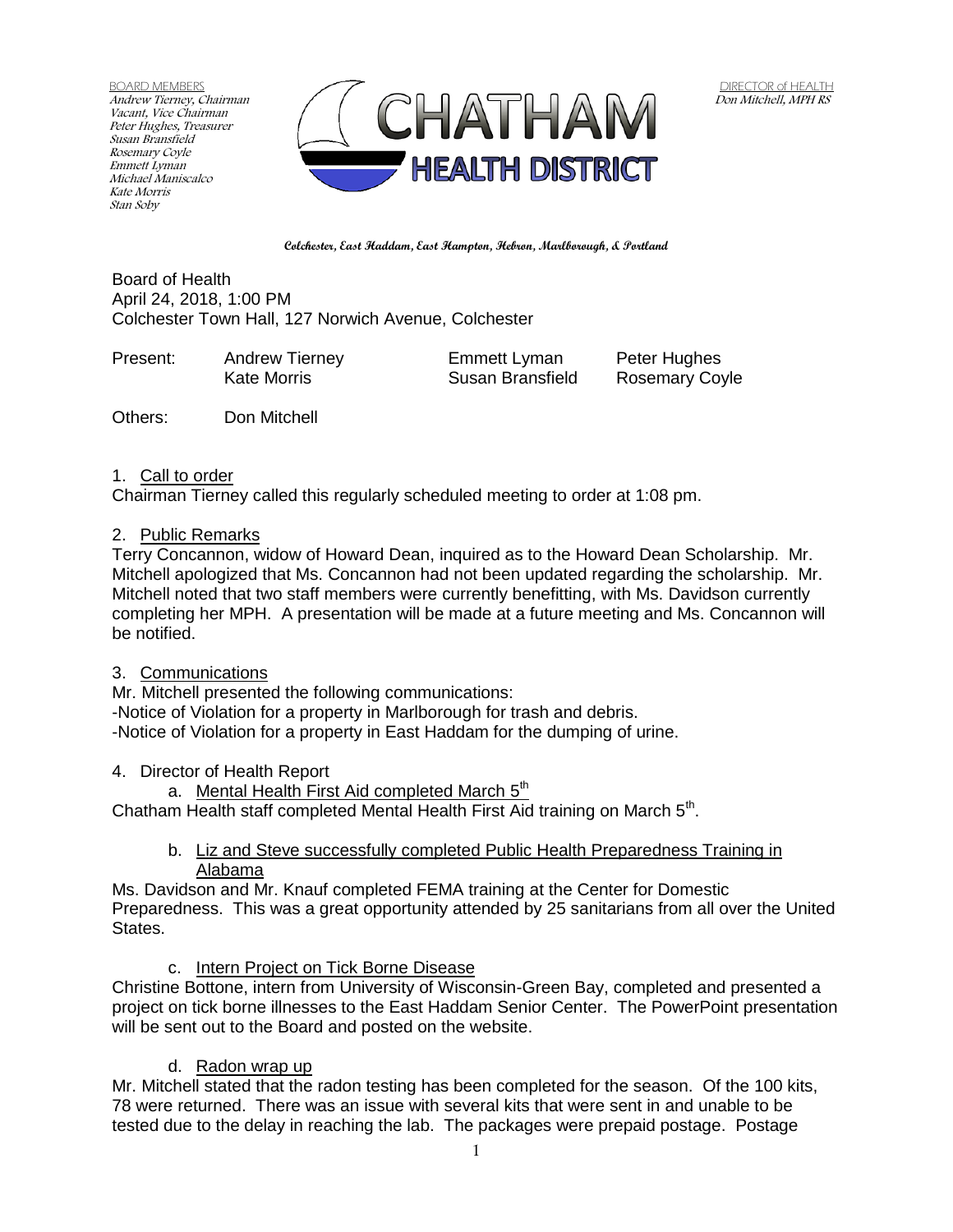BOARD MEMBERS
Andrew Tierney, Chairman
Vacant, Vice Chairman
Peter Hughes, Treasurer
Susan Bransfield
Rosemary Coyle
Emmett Lyman
Michael Maniscalco
Kate Morris
Stan Soby

CHATHAM HEALTH DISTRICT

DIRECTOR of HEALTH
Don Mitchell, MPH RS

**Colchester, East Haddam, East Hampton, Hebron, Marlborough, & Portland**

Board of Health
April 24, 2018, 1:00 PM
Colchester Town Hall, 127 Norwich Avenue, Colchester

| Present: | Andrew Tierney | Emmett Lyman | Peter Hughes |
|---|---|---|---|
| | Kate Morris | Susan Bransfield | Rosemary Coyle |

Others: Don Mitchell

1. Call to order

Chairman Tierney called this regularly scheduled meeting to order at 1:08 pm.

2. Public Remarks

Terry Concannon, widow of Howard Dean, inquired as to the Howard Dean Scholarship. Mr. Mitchell apologized that Ms. Concannon had not been updated regarding the scholarship. Mr. Mitchell noted that two staff members were currently benefitting, with Ms. Davidson currently completing her MPH. A presentation will be made at a future meeting and Ms. Concannon will be notified.

3. Communications

Mr. Mitchell presented the following communications:
-Notice of Violation for a property in Marlborough for trash and debris.
-Notice of Violation for a property in East Haddam for the dumping of urine.

4. Director of Health Report

a. Mental Health First Aid completed March 5th

Chatham Health staff completed Mental Health First Aid training on March 5th.

b. Liz and Steve successfully completed Public Health Preparedness Training in Alabama

Ms. Davidson and Mr. Knauf completed FEMA training at the Center for Domestic Preparedness. This was a great opportunity attended by 25 sanitarians from all over the United States.

c. Intern Project on Tick Borne Disease

Christine Bottone, intern from University of Wisconsin-Green Bay, completed and presented a project on tick borne illnesses to the East Haddam Senior Center. The PowerPoint presentation will be sent out to the Board and posted on the website.

d. Radon wrap up

Mr. Mitchell stated that the radon testing has been completed for the season. Of the 100 kits, 78 were returned. There was an issue with several kits that were sent in and unable to be tested due to the delay in reaching the lab. The packages were prepaid postage. Postage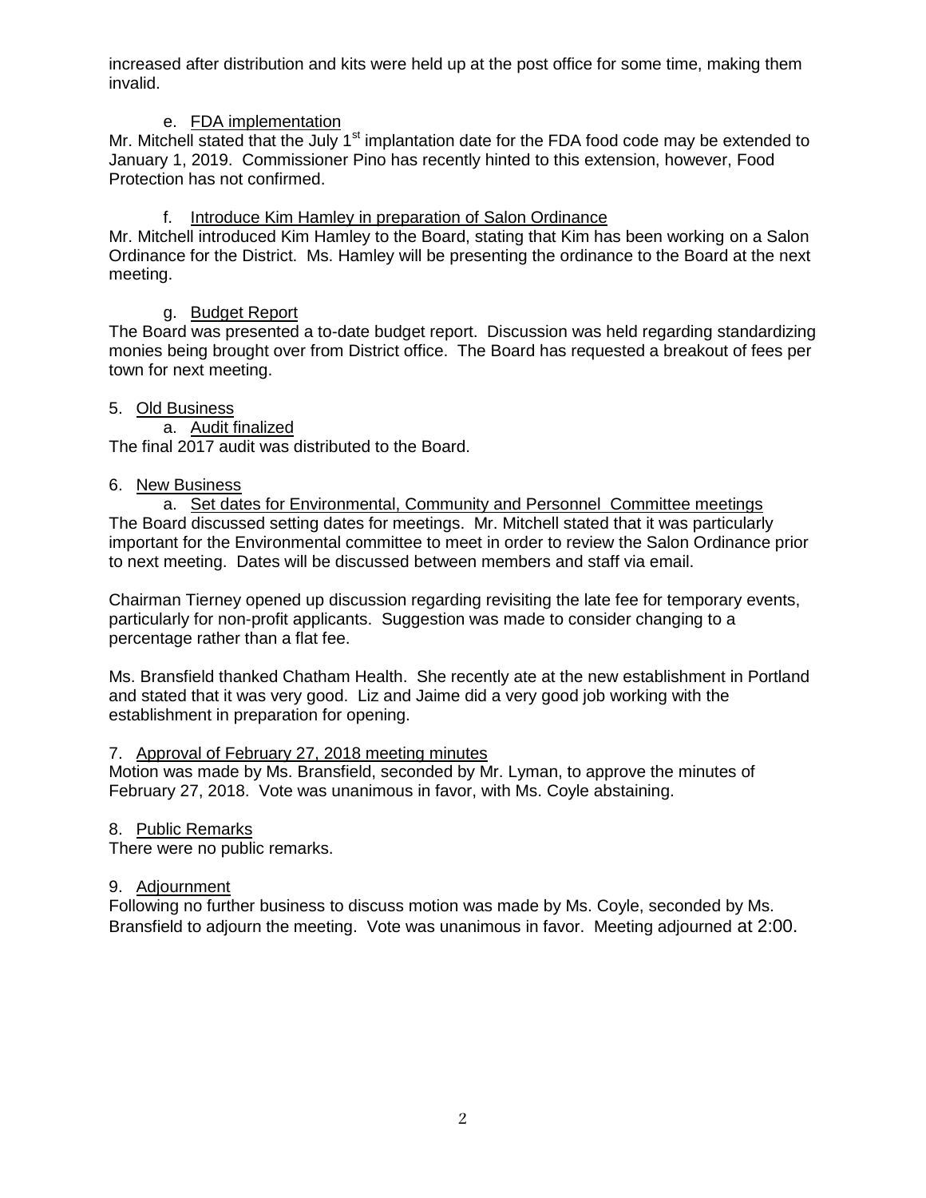increased after distribution and kits were held up at the post office for some time, making them invalid.

e. FDA implementation

Mr. Mitchell stated that the July 1st implantation date for the FDA food code may be extended to January 1, 2019. Commissioner Pino has recently hinted to this extension, however, Food Protection has not confirmed.

f. Introduce Kim Hamley in preparation of Salon Ordinance

Mr. Mitchell introduced Kim Hamley to the Board, stating that Kim has been working on a Salon Ordinance for the District. Ms. Hamley will be presenting the ordinance to the Board at the next meeting.

g. Budget Report

The Board was presented a to-date budget report. Discussion was held regarding standardizing monies being brought over from District office. The Board has requested a breakout of fees per town for next meeting.

5. Old Business

a. Audit finalized

The final 2017 audit was distributed to the Board.

6. New Business

a. Set dates for Environmental, Community and Personnel Committee meetings

The Board discussed setting dates for meetings. Mr. Mitchell stated that it was particularly important for the Environmental committee to meet in order to review the Salon Ordinance prior to next meeting. Dates will be discussed between members and staff via email.

Chairman Tierney opened up discussion regarding revisiting the late fee for temporary events, particularly for non-profit applicants. Suggestion was made to consider changing to a percentage rather than a flat fee.

Ms. Bransfield thanked Chatham Health. She recently ate at the new establishment in Portland and stated that it was very good. Liz and Jaime did a very good job working with the establishment in preparation for opening.

7. Approval of February 27, 2018 meeting minutes

Motion was made by Ms. Bransfield, seconded by Mr. Lyman, to approve the minutes of February 27, 2018. Vote was unanimous in favor, with Ms. Coyle abstaining.

8. Public Remarks

There were no public remarks.

9. Adjournment

Following no further business to discuss motion was made by Ms. Coyle, seconded by Ms. Bransfield to adjourn the meeting. Vote was unanimous in favor. Meeting adjourned at 2:00.